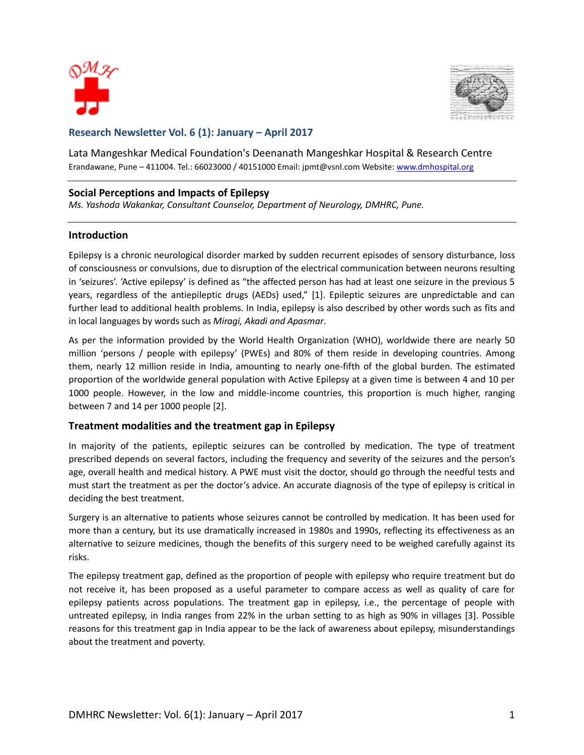**Research Newsletter Vol. 6 (1): January – April 2017**

Lata Mangeshkar Medical Foundation's Deenanath Mangeshkar Hospital & Research Centre
Erandawane, Pune – 411004. Tel.: 66023000 / 40151000 Email: jpmt@vsnl.com Website: www.dmhospital.org

# Social Perceptions and Impacts of Epilepsy

*Ms. Yashoda Wakankar, Consultant Counselor, Department of Neurology, DMHRC, Pune.*

## Introduction

Epilepsy is a chronic neurological disorder marked by sudden recurrent episodes of sensory disturbance, loss of consciousness or convulsions, due to disruption of the electrical communication between neurons resulting in 'seizures'. 'Active epilepsy' is defined as "the affected person has had at least one seizure in the previous 5 years, regardless of the antiepileptic drugs (AEDs) used," [1]. Epileptic seizures are unpredictable and can further lead to additional health problems. In India, epilepsy is also described by other words such as fits and in local languages by words such as *Miragi, Akadi and Apasmar*.

As per the information provided by the World Health Organization (WHO), worldwide there are nearly 50 million 'persons / people with epilepsy' (PWEs) and 80% of them reside in developing countries. Among them, nearly 12 million reside in India, amounting to nearly one-fifth of the global burden. The estimated proportion of the worldwide general population with Active Epilepsy at a given time is between 4 and 10 per 1000 people. However, in the low and middle-income countries, this proportion is much higher, ranging between 7 and 14 per 1000 people [2].

## Treatment modalities and the treatment gap in Epilepsy

In majority of the patients, epileptic seizures can be controlled by medication. The type of treatment prescribed depends on several factors, including the frequency and severity of the seizures and the person's age, overall health and medical history. A PWE must visit the doctor, should go through the needful tests and must start the treatment as per the doctor's advice. An accurate diagnosis of the type of epilepsy is critical in deciding the best treatment.

Surgery is an alternative to patients whose seizures cannot be controlled by medication. It has been used for more than a century, but its use dramatically increased in 1980s and 1990s, reflecting its effectiveness as an alternative to seizure medicines, though the benefits of this surgery need to be weighed carefully against its risks.

The epilepsy treatment gap, defined as the proportion of people with epilepsy who require treatment but do not receive it, has been proposed as a useful parameter to compare access as well as quality of care for epilepsy patients across populations. The treatment gap in epilepsy, i.e., the percentage of people with untreated epilepsy, in India ranges from 22% in the urban setting to as high as 90% in villages [3]. Possible reasons for this treatment gap in India appear to be the lack of awareness about epilepsy, misunderstandings about the treatment and poverty.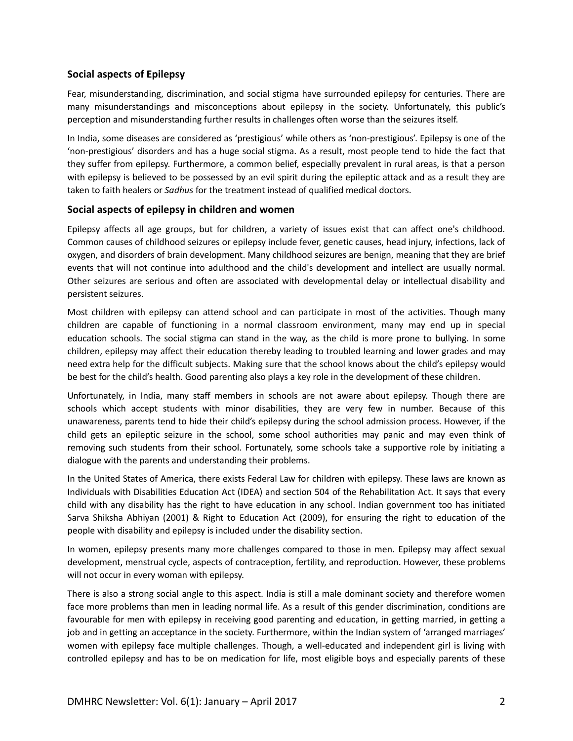## Social aspects of Epilepsy

Fear, misunderstanding, discrimination, and social stigma have surrounded epilepsy for centuries. There are many misunderstandings and misconceptions about epilepsy in the society. Unfortunately, this public's perception and misunderstanding further results in challenges often worse than the seizures itself.

In India, some diseases are considered as 'prestigious' while others as 'non-prestigious'. Epilepsy is one of the 'non-prestigious' disorders and has a huge social stigma. As a result, most people tend to hide the fact that they suffer from epilepsy. Furthermore, a common belief, especially prevalent in rural areas, is that a person with epilepsy is believed to be possessed by an evil spirit during the epileptic attack and as a result they are taken to faith healers or *Sadhus* for the treatment instead of qualified medical doctors.

## Social aspects of epilepsy in children and women

Epilepsy affects all age groups, but for children, a variety of issues exist that can affect one's childhood. Common causes of childhood seizures or epilepsy include fever, genetic causes, head injury, infections, lack of oxygen, and disorders of brain development. Many childhood seizures are benign, meaning that they are brief events that will not continue into adulthood and the child's development and intellect are usually normal. Other seizures are serious and often are associated with developmental delay or intellectual disability and persistent seizures.

Most children with epilepsy can attend school and can participate in most of the activities. Though many children are capable of functioning in a normal classroom environment, many may end up in special education schools. The social stigma can stand in the way, as the child is more prone to bullying. In some children, epilepsy may affect their education thereby leading to troubled learning and lower grades and may need extra help for the difficult subjects. Making sure that the school knows about the child's epilepsy would be best for the child's health. Good parenting also plays a key role in the development of these children.

Unfortunately, in India, many staff members in schools are not aware about epilepsy. Though there are schools which accept students with minor disabilities, they are very few in number. Because of this unawareness, parents tend to hide their child's epilepsy during the school admission process. However, if the child gets an epileptic seizure in the school, some school authorities may panic and may even think of removing such students from their school. Fortunately, some schools take a supportive role by initiating a dialogue with the parents and understanding their problems.

In the United States of America, there exists Federal Law for children with epilepsy. These laws are known as Individuals with Disabilities Education Act (IDEA) and section 504 of the Rehabilitation Act. It says that every child with any disability has the right to have education in any school. Indian government too has initiated Sarva Shiksha Abhiyan (2001) & Right to Education Act (2009), for ensuring the right to education of the people with disability and epilepsy is included under the disability section.

In women, epilepsy presents many more challenges compared to those in men. Epilepsy may affect sexual development, menstrual cycle, aspects of contraception, fertility, and reproduction. However, these problems will not occur in every woman with epilepsy.

There is also a strong social angle to this aspect. India is still a male dominant society and therefore women face more problems than men in leading normal life. As a result of this gender discrimination, conditions are favourable for men with epilepsy in receiving good parenting and education, in getting married, in getting a job and in getting an acceptance in the society. Furthermore, within the Indian system of 'arranged marriages' women with epilepsy face multiple challenges. Though, a well-educated and independent girl is living with controlled epilepsy and has to be on medication for life, most eligible boys and especially parents of these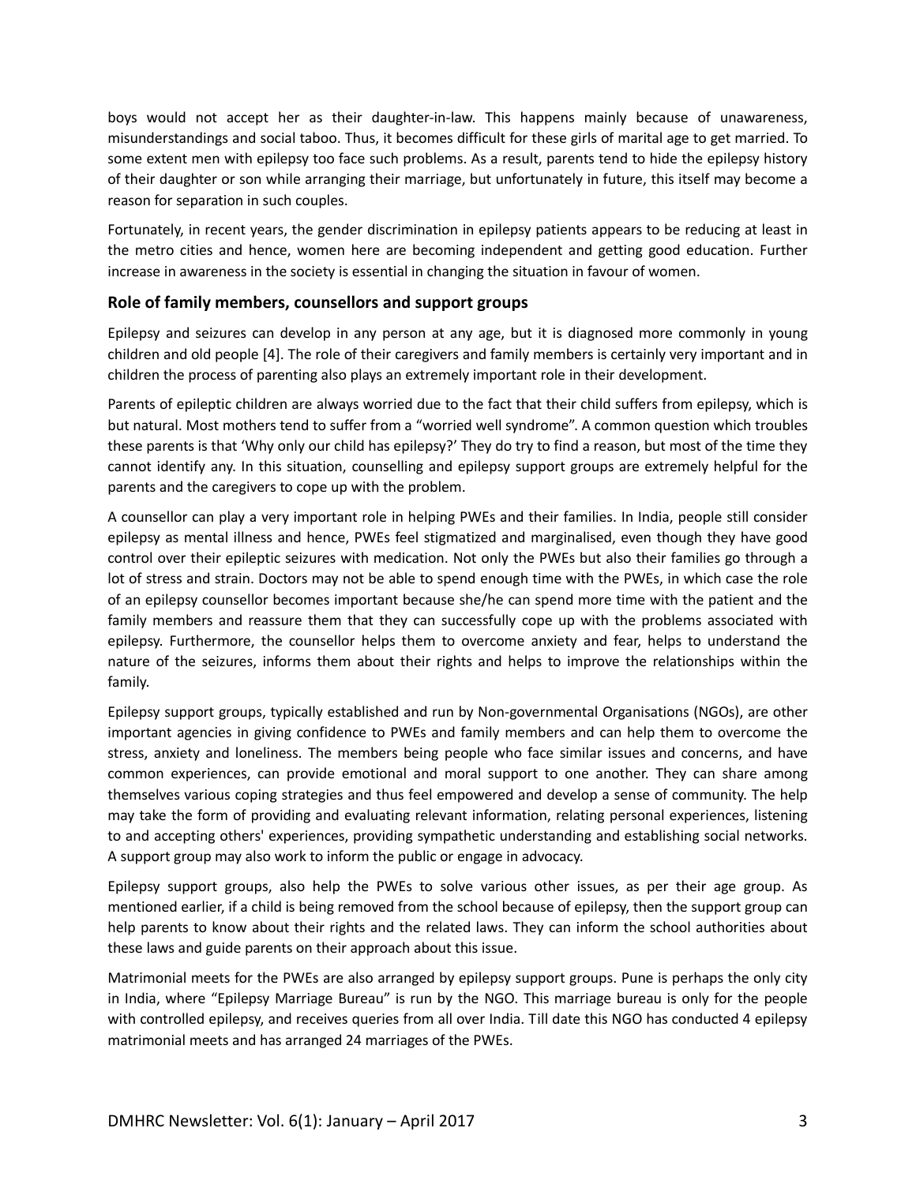boys would not accept her as their daughter-in-law. This happens mainly because of unawareness, misunderstandings and social taboo. Thus, it becomes difficult for these girls of marital age to get married. To some extent men with epilepsy too face such problems. As a result, parents tend to hide the epilepsy history of their daughter or son while arranging their marriage, but unfortunately in future, this itself may become a reason for separation in such couples.

Fortunately, in recent years, the gender discrimination in epilepsy patients appears to be reducing at least in the metro cities and hence, women here are becoming independent and getting good education. Further increase in awareness in the society is essential in changing the situation in favour of women.

## Role of family members, counsellors and support groups

Epilepsy and seizures can develop in any person at any age, but it is diagnosed more commonly in young children and old people [4]. The role of their caregivers and family members is certainly very important and in children the process of parenting also plays an extremely important role in their development.

Parents of epileptic children are always worried due to the fact that their child suffers from epilepsy, which is but natural. Most mothers tend to suffer from a "worried well syndrome". A common question which troubles these parents is that 'Why only our child has epilepsy?' They do try to find a reason, but most of the time they cannot identify any. In this situation, counselling and epilepsy support groups are extremely helpful for the parents and the caregivers to cope up with the problem.

A counsellor can play a very important role in helping PWEs and their families. In India, people still consider epilepsy as mental illness and hence, PWEs feel stigmatized and marginalised, even though they have good control over their epileptic seizures with medication. Not only the PWEs but also their families go through a lot of stress and strain. Doctors may not be able to spend enough time with the PWEs, in which case the role of an epilepsy counsellor becomes important because she/he can spend more time with the patient and the family members and reassure them that they can successfully cope up with the problems associated with epilepsy. Furthermore, the counsellor helps them to overcome anxiety and fear, helps to understand the nature of the seizures, informs them about their rights and helps to improve the relationships within the family.

Epilepsy support groups, typically established and run by Non-governmental Organisations (NGOs), are other important agencies in giving confidence to PWEs and family members and can help them to overcome the stress, anxiety and loneliness. The members being people who face similar issues and concerns, and have common experiences, can provide emotional and moral support to one another. They can share among themselves various coping strategies and thus feel empowered and develop a sense of community. The help may take the form of providing and evaluating relevant information, relating personal experiences, listening to and accepting others' experiences, providing sympathetic understanding and establishing social networks. A support group may also work to inform the public or engage in advocacy.

Epilepsy support groups, also help the PWEs to solve various other issues, as per their age group. As mentioned earlier, if a child is being removed from the school because of epilepsy, then the support group can help parents to know about their rights and the related laws. They can inform the school authorities about these laws and guide parents on their approach about this issue.

Matrimonial meets for the PWEs are also arranged by epilepsy support groups. Pune is perhaps the only city in India, where "Epilepsy Marriage Bureau" is run by the NGO. This marriage bureau is only for the people with controlled epilepsy, and receives queries from all over India. Till date this NGO has conducted 4 epilepsy matrimonial meets and has arranged 24 marriages of the PWEs.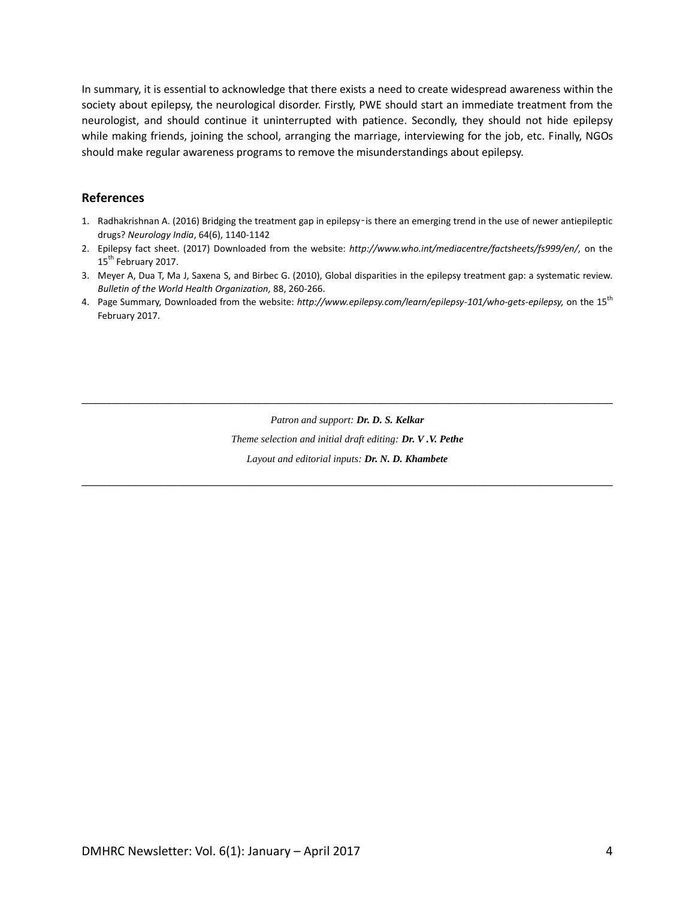In summary, it is essential to acknowledge that there exists a need to create widespread awareness within the society about epilepsy, the neurological disorder. Firstly, PWE should start an immediate treatment from the neurologist, and should continue it uninterrupted with patience. Secondly, they should not hide epilepsy while making friends, joining the school, arranging the marriage, interviewing for the job, etc. Finally, NGOs should make regular awareness programs to remove the misunderstandings about epilepsy.

## References

1. Radhakrishnan A. (2016) Bridging the treatment gap in epilepsy‑is there an emerging trend in the use of newer antiepileptic drugs? *Neurology India*, 64(6), 1140-1142
2. Epilepsy fact sheet. (2017) Downloaded from the website: ***http://www.who.int/mediacentre/factsheets/fs999/en/,*** on the 15th February 2017.
3. Meyer A, Dua T, Ma J, Saxena S, and Birbec G. (2010), Global disparities in the epilepsy treatment gap: a systematic review. *Bulletin of the World Health Organization*, 88, 260-266.
4. Page Summary, Downloaded from the website: ***http://www.epilepsy.com/learn/epilepsy-101/who-gets-epilepsy,*** on the 15th February 2017.

---

*Patron and support:* ***Dr. D. S. Kelkar***

*Theme selection and initial draft editing:* ***Dr. V .V. Pethe***

*Layout and editorial inputs:* ***Dr. N. D. Khambete***

---